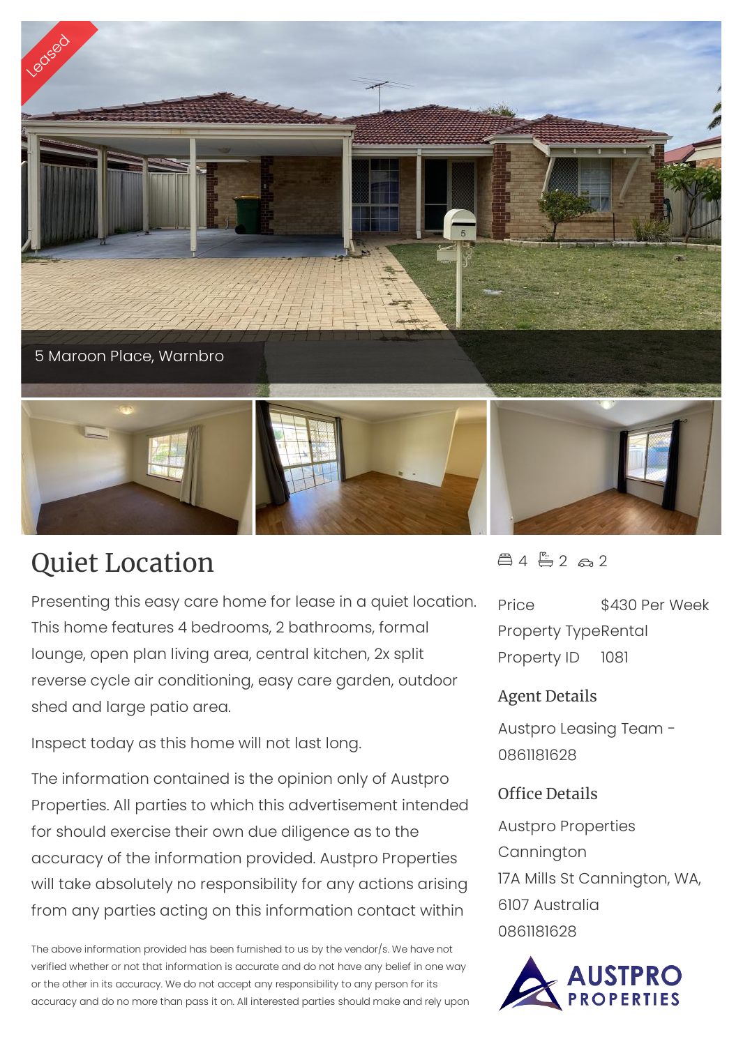Leased

5 Maroon Place, Warnbro

# Quiet Location

4 bedrooms, 2 bathrooms, 2 car spaces

Presenting this easy care home for lease in a quiet location. This home features 4 bedrooms, 2 bathrooms, formal lounge, open plan living area, central kitchen, 2x split reverse cycle air conditioning, easy care garden, outdoor shed and large patio area.

Inspect today as this home will not last long.

The information contained is the opinion only of Austpro Properties. All parties to which this advertisement intended for should exercise their own due diligence as to the accuracy of the information provided. Austpro Properties will take absolutely no responsibility for any actions arising from any parties acting on this information contact within

The above information provided has been furnished to us by the vendor/s. We have not verified whether or not that information is accurate and do not have any belief in one way or the other in its accuracy. We do not accept any responsibility to any person for its accuracy and do no more than pass it on. All interested parties should make and rely upon

| | |
|---|---|
| Price | $430 Per Week |
| Property Type | Rental |
| Property ID | 1081 |

## Agent Details

Austpro Leasing Team - 0861181628

## Office Details

Austpro Properties Cannington
17A Mills St Cannington, WA, 6107 Australia
0861181628

AUSTPRO PROPERTIES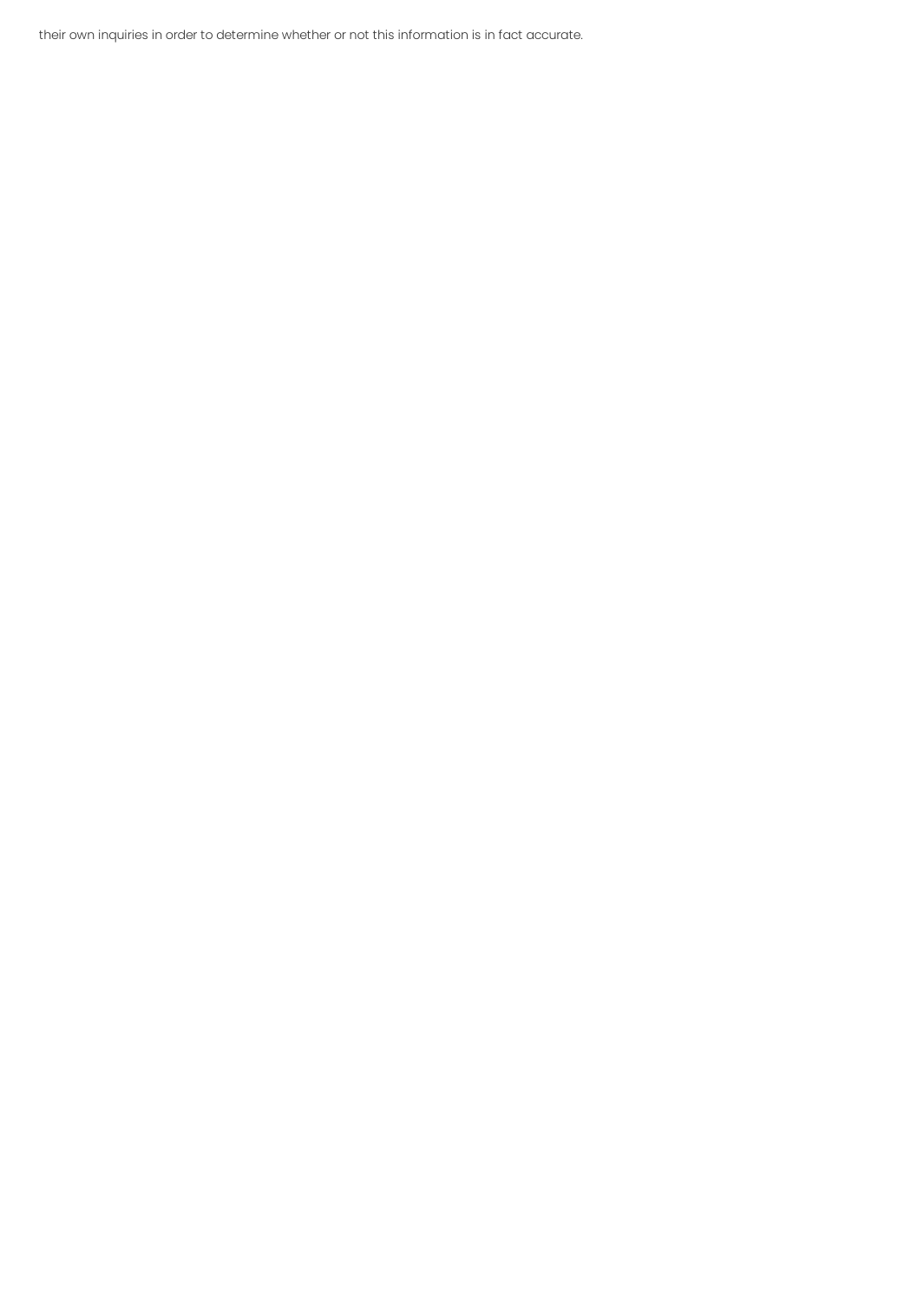their own inquiries in order to determine whether or not this information is in fact accurate.